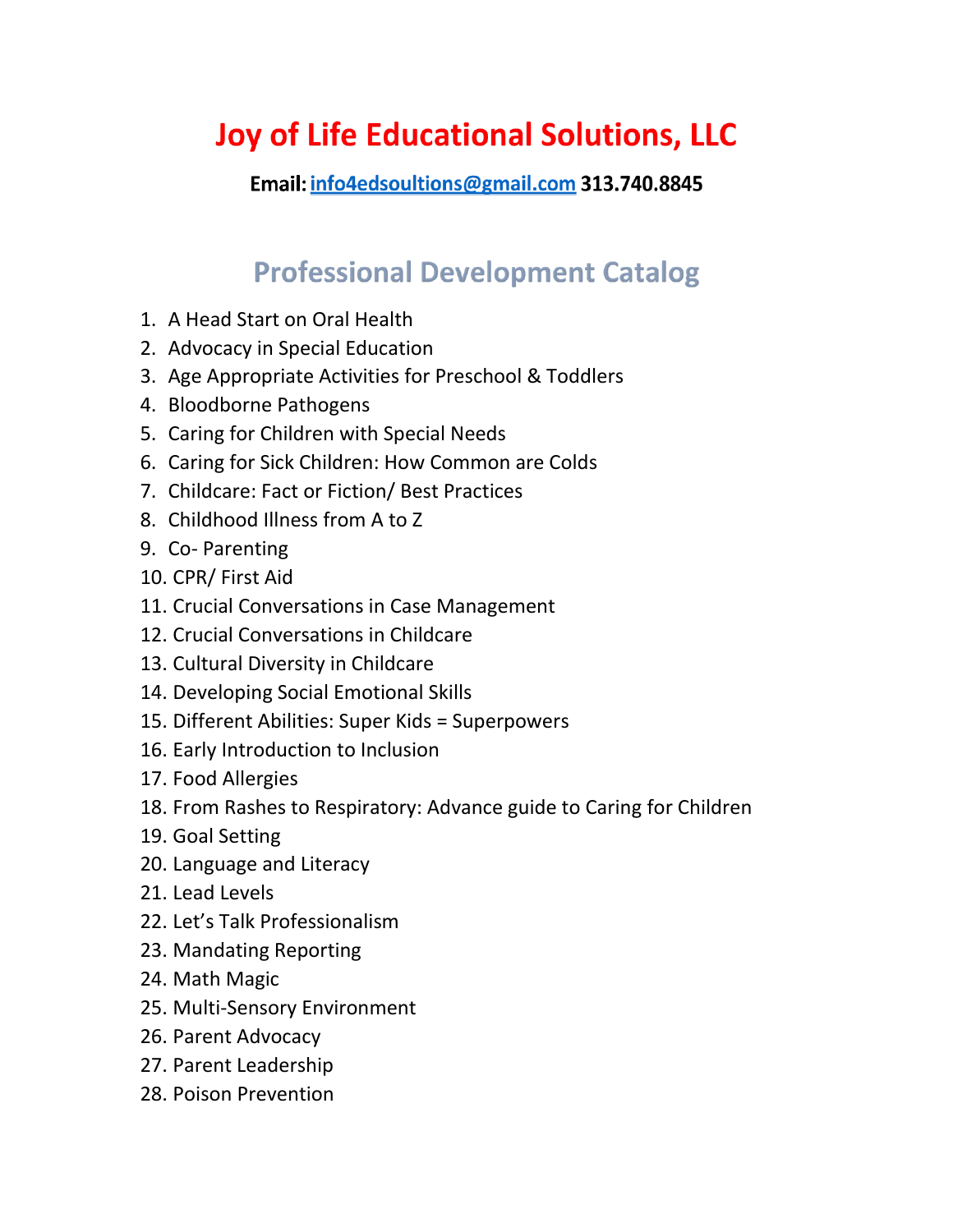# Joy of Life Educational Solutions, LLC

**Email: info4edsoultions@gmail.com 313.740.8845**

## Professional Development Catalog

1. A Head Start on Oral Health
2. Advocacy in Special Education
3. Age Appropriate Activities for Preschool & Toddlers
4. Bloodborne Pathogens
5. Caring for Children with Special Needs
6. Caring for Sick Children: How Common are Colds
7. Childcare: Fact or Fiction/ Best Practices
8. Childhood Illness from A to Z
9. Co- Parenting
10. CPR/ First Aid
11. Crucial Conversations in Case Management
12. Crucial Conversations in Childcare
13. Cultural Diversity in Childcare
14. Developing Social Emotional Skills
15. Different Abilities: Super Kids = Superpowers
16. Early Introduction to Inclusion
17. Food Allergies
18. From Rashes to Respiratory: Advance guide to Caring for Children
19. Goal Setting
20. Language and Literacy
21. Lead Levels
22. Let's Talk Professionalism
23. Mandating Reporting
24. Math Magic
25. Multi-Sensory Environment
26. Parent Advocacy
27. Parent Leadership
28. Poison Prevention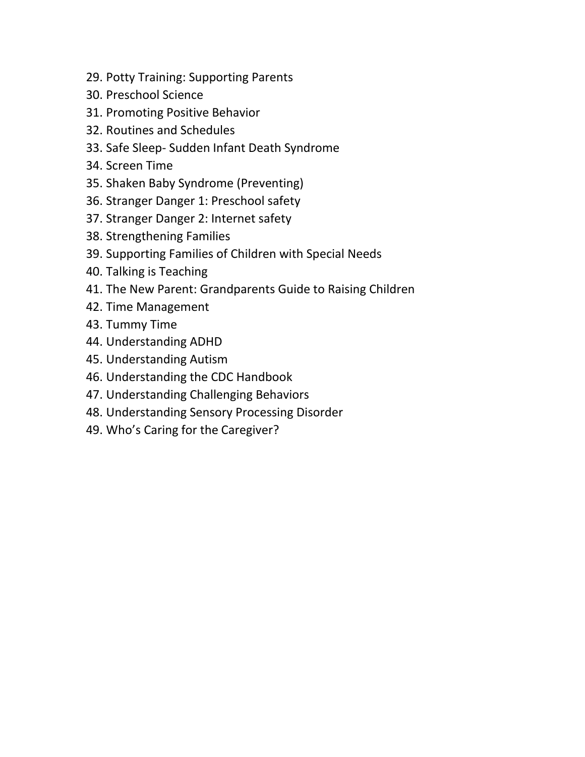29. Potty Training: Supporting Parents
30. Preschool Science
31. Promoting Positive Behavior
32. Routines and Schedules
33. Safe Sleep- Sudden Infant Death Syndrome
34. Screen Time
35. Shaken Baby Syndrome (Preventing)
36. Stranger Danger 1: Preschool safety
37. Stranger Danger 2: Internet safety
38. Strengthening Families
39. Supporting Families of Children with Special Needs
40. Talking is Teaching
41. The New Parent: Grandparents Guide to Raising Children
42. Time Management
43. Tummy Time
44. Understanding ADHD
45. Understanding Autism
46. Understanding the CDC Handbook
47. Understanding Challenging Behaviors
48. Understanding Sensory Processing Disorder
49. Who's Caring for the Caregiver?